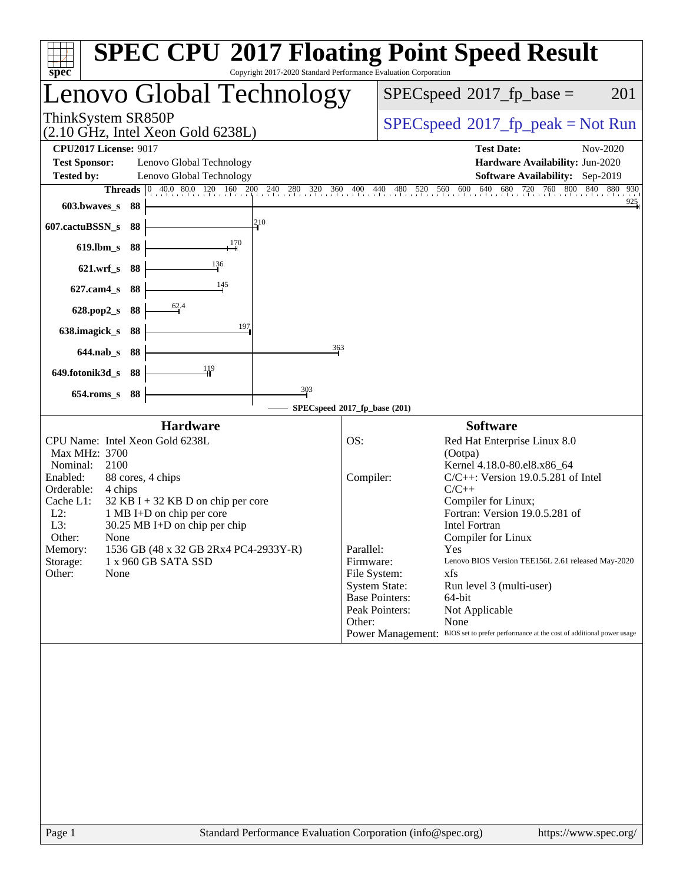# SPEC CPU 2017 Floating Point Speed Result

Copyright 2017-2020 Standard Performance Evaluation Corporation

## Lenovo Global Technology

ThinkSystem SR850P
(2.10 GHz, Intel Xeon Gold 6238L)

SPECspeed 2017_fp_base = 201

SPECspeed 2017_fp_peak = Not Run

**CPU2017 License:** 9017
**Test Sponsor:** Lenovo Global Technology
**Tested by:** Lenovo Global Technology

**Test Date:** Nov-2020
**Hardware Availability:** Jun-2020
**Software Availability:** Sep-2019

| Benchmark | Threads | Base Result |
|---|---|---|
| 603.bwaves_s | 88 | 925 |
| 607.cactuBSSN_s | 88 | 210 |
| 619.lbm_s | 88 | 170 |
| 621.wrf_s | 88 | 136 |
| 627.cam4_s | 88 | 145 |
| 628.pop2_s | 88 | 62.4 |
| 638.imagick_s | 88 | 197 |
| 644.nab_s | 88 | 363 |
| 649.fotonik3d_s | 88 | 119 |
| 654.roms_s | 88 | 303 |

SPECspeed 2017_fp_base (201)

### Hardware

- CPU Name: Intel Xeon Gold 6238L
- Max MHz: 3700
- Nominal: 2100
- Enabled: 88 cores, 4 chips
- Orderable: 4 chips
- Cache L1: 32 KB I + 32 KB D on chip per core
- L2: 1 MB I+D on chip per core
- L3: 30.25 MB I+D on chip per chip
- Other: None
- Memory: 1536 GB (48 x 32 GB 2Rx4 PC4-2933Y-R)
- Storage: 1 x 960 GB SATA SSD
- Other: None

### Software

- OS: Red Hat Enterprise Linux 8.0 (Ootpa) Kernel 4.18.0-80.el8.x86_64
- Compiler: C/C++: Version 19.0.5.281 of Intel C/C++ Compiler for Linux; Fortran: Version 19.0.5.281 of Intel Fortran Compiler for Linux
- Parallel: Yes
- Firmware: Lenovo BIOS Version TEE156L 2.61 released May-2020
- File System: xfs
- System State: Run level 3 (multi-user)
- Base Pointers: 64-bit
- Peak Pointers: Not Applicable
- Other: None
- Power Management: BIOS set to prefer performance at the cost of additional power usage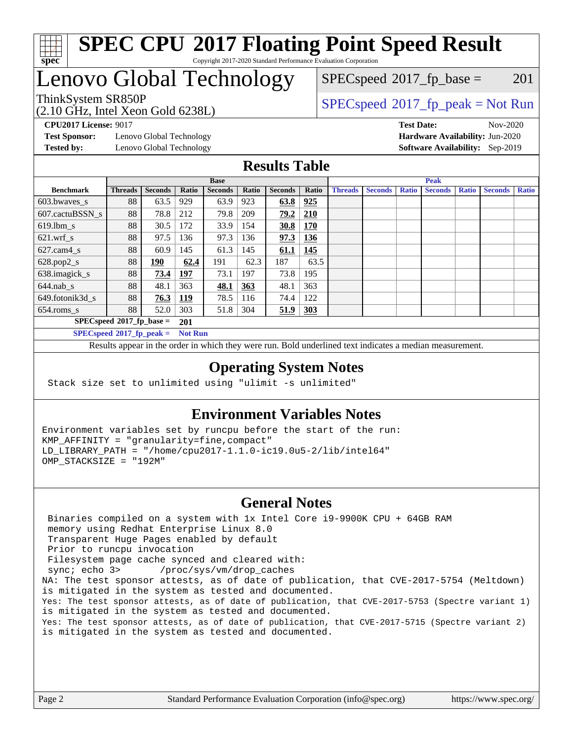# SPEC CPU 2017 Floating Point Speed Result

Copyright 2017-2020 Standard Performance Evaluation Corporation

## Lenovo Global Technology

ThinkSystem SR850P
(2.10 GHz, Intel Xeon Gold 6238L)

SPECspeed 2017_fp_base = 201

SPECspeed 2017_fp_peak = Not Run

**CPU2017 License:** 9017
**Test Sponsor:** Lenovo Global Technology
**Tested by:** Lenovo Global Technology

**Test Date:** Nov-2020
**Hardware Availability:** Jun-2020
**Software Availability:** Sep-2019

## Results Table

| Benchmark | Base | | | | | | | Peak | | | | | | |
|---|---|---|---|---|---|---|---|---|---|---|---|---|---|---|
| | Threads | Seconds | Ratio | Seconds | Ratio | Seconds | Ratio | Threads | Seconds | Ratio | Seconds | Ratio | Seconds | Ratio |
| 603.bwaves_s | 88 | 63.5 | 929 | 63.9 | 923 | **63.8** | **925** | | | | | | | |
| 607.cactuBSSN_s | 88 | 78.8 | 212 | 79.8 | 209 | **79.2** | **210** | | | | | | | |
| 619.lbm_s | 88 | 30.5 | 172 | 33.9 | 154 | **30.8** | **170** | | | | | | | |
| 621.wrf_s | 88 | 97.5 | 136 | 97.3 | 136 | **97.3** | **136** | | | | | | | |
| 627.cam4_s | 88 | 60.9 | 145 | 61.3 | 145 | **61.1** | **145** | | | | | | | |
| 628.pop2_s | 88 | **190** | **62.4** | 191 | 62.3 | 187 | 63.5 | | | | | | | |
| 638.imagick_s | 88 | **73.4** | **197** | 73.1 | 197 | 73.8 | 195 | | | | | | | |
| 644.nab_s | 88 | 48.1 | 363 | **48.1** | **363** | 48.1 | 363 | | | | | | | |
| 649.fotonik3d_s | 88 | **76.3** | **119** | 78.5 | 116 | 74.4 | 122 | | | | | | | |
| 654.roms_s | 88 | 52.0 | 303 | 51.8 | 304 | **51.9** | **303** | | | | | | | |

**SPECspeed 2017_fp_base = 201**

**SPECspeed 2017_fp_peak = Not Run**

Results appear in the order in which they were run. Bold underlined text indicates a median measurement.

## Operating System Notes

```
Stack size set to unlimited using "ulimit -s unlimited"
```

## Environment Variables Notes

```
Environment variables set by runcpu before the start of the run:
KMP_AFFINITY = "granularity=fine,compact"
LD_LIBRARY_PATH = "/home/cpu2017-1.1.0-ic19.0u5-2/lib/intel64"
OMP_STACKSIZE = "192M"
```

## General Notes

```
 Binaries compiled on a system with 1x Intel Core i9-9900K CPU + 64GB RAM
 memory using Redhat Enterprise Linux 8.0
 Transparent Huge Pages enabled by default
 Prior to runcpu invocation
 Filesystem page cache synced and cleared with:
 sync; echo 3>       /proc/sys/vm/drop_caches
NA: The test sponsor attests, as of date of publication, that CVE-2017-5754 (Meltdown)
is mitigated in the system as tested and documented.
Yes: The test sponsor attests, as of date of publication, that CVE-2017-5753 (Spectre variant 1)
is mitigated in the system as tested and documented.
Yes: The test sponsor attests, as of date of publication, that CVE-2017-5715 (Spectre variant 2)
is mitigated in the system as tested and documented.
```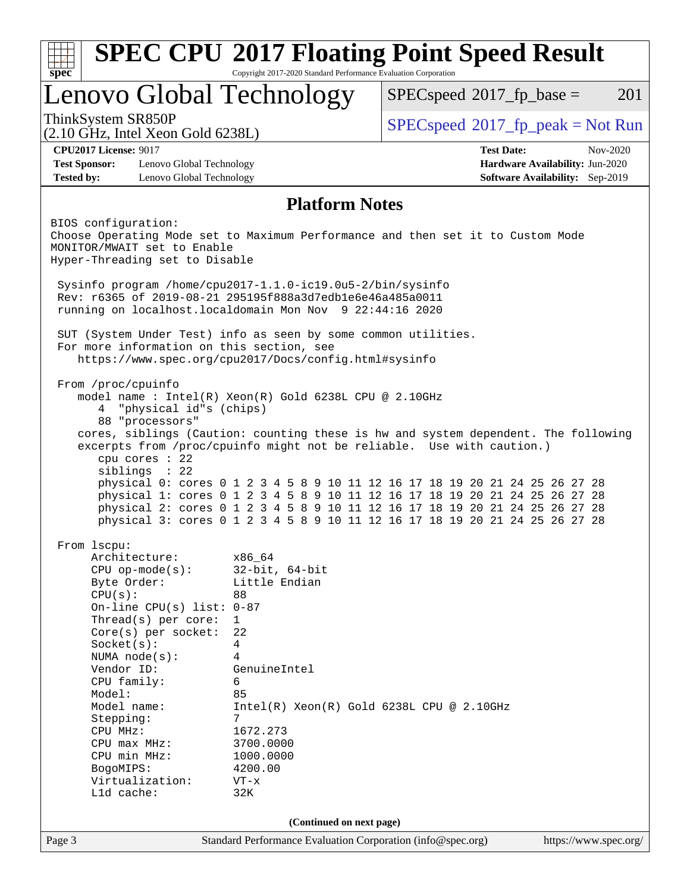# SPEC CPU 2017 Floating Point Speed Result

Copyright 2017-2020 Standard Performance Evaluation Corporation

## Lenovo Global Technology

ThinkSystem SR850P
(2.10 GHz, Intel Xeon Gold 6238L)

SPECspeed 2017_fp_base = 201

SPECspeed 2017_fp_peak = Not Run

**CPU2017 License:** 9017
**Test Sponsor:** Lenovo Global Technology
**Tested by:** Lenovo Global Technology

**Test Date:** Nov-2020
**Hardware Availability:** Jun-2020
**Software Availability:** Sep-2019

### Platform Notes

```
BIOS configuration:
Choose Operating Mode set to Maximum Performance and then set it to Custom Mode
MONITOR/MWAIT set to Enable
Hyper-Threading set to Disable

 Sysinfo program /home/cpu2017-1.1.0-ic19.0u5-2/bin/sysinfo
 Rev: r6365 of 2019-08-21 295195f888a3d7edb1e6e46a485a0011
 running on localhost.localdomain Mon Nov  9 22:44:16 2020

 SUT (System Under Test) info as seen by some common utilities.
 For more information on this section, see
    https://www.spec.org/cpu2017/Docs/config.html#sysinfo

 From /proc/cpuinfo
    model name : Intel(R) Xeon(R) Gold 6238L CPU @ 2.10GHz
       4  "physical id"s (chips)
       88 "processors"
    cores, siblings (Caution: counting these is hw and system dependent. The following
    excerpts from /proc/cpuinfo might not be reliable.  Use with caution.)
       cpu cores : 22
       siblings  : 22
       physical 0: cores 0 1 2 3 4 5 8 9 10 11 12 16 17 18 19 20 21 24 25 26 27 28
       physical 1: cores 0 1 2 3 4 5 8 9 10 11 12 16 17 18 19 20 21 24 25 26 27 28
       physical 2: cores 0 1 2 3 4 5 8 9 10 11 12 16 17 18 19 20 21 24 25 26 27 28
       physical 3: cores 0 1 2 3 4 5 8 9 10 11 12 16 17 18 19 20 21 24 25 26 27 28

 From lscpu:
      Architecture:        x86_64
      CPU op-mode(s):      32-bit, 64-bit
      Byte Order:          Little Endian
      CPU(s):              88
      On-line CPU(s) list: 0-87
      Thread(s) per core:  1
      Core(s) per socket:  22
      Socket(s):           4
      NUMA node(s):        4
      Vendor ID:           GenuineIntel
      CPU family:          6
      Model:               85
      Model name:          Intel(R) Xeon(R) Gold 6238L CPU @ 2.10GHz
      Stepping:            7
      CPU MHz:             1672.273
      CPU max MHz:         3700.0000
      CPU min MHz:         1000.0000
      BogoMIPS:            4200.00
      Virtualization:      VT-x
      L1d cache:           32K
```

**(Continued on next page)**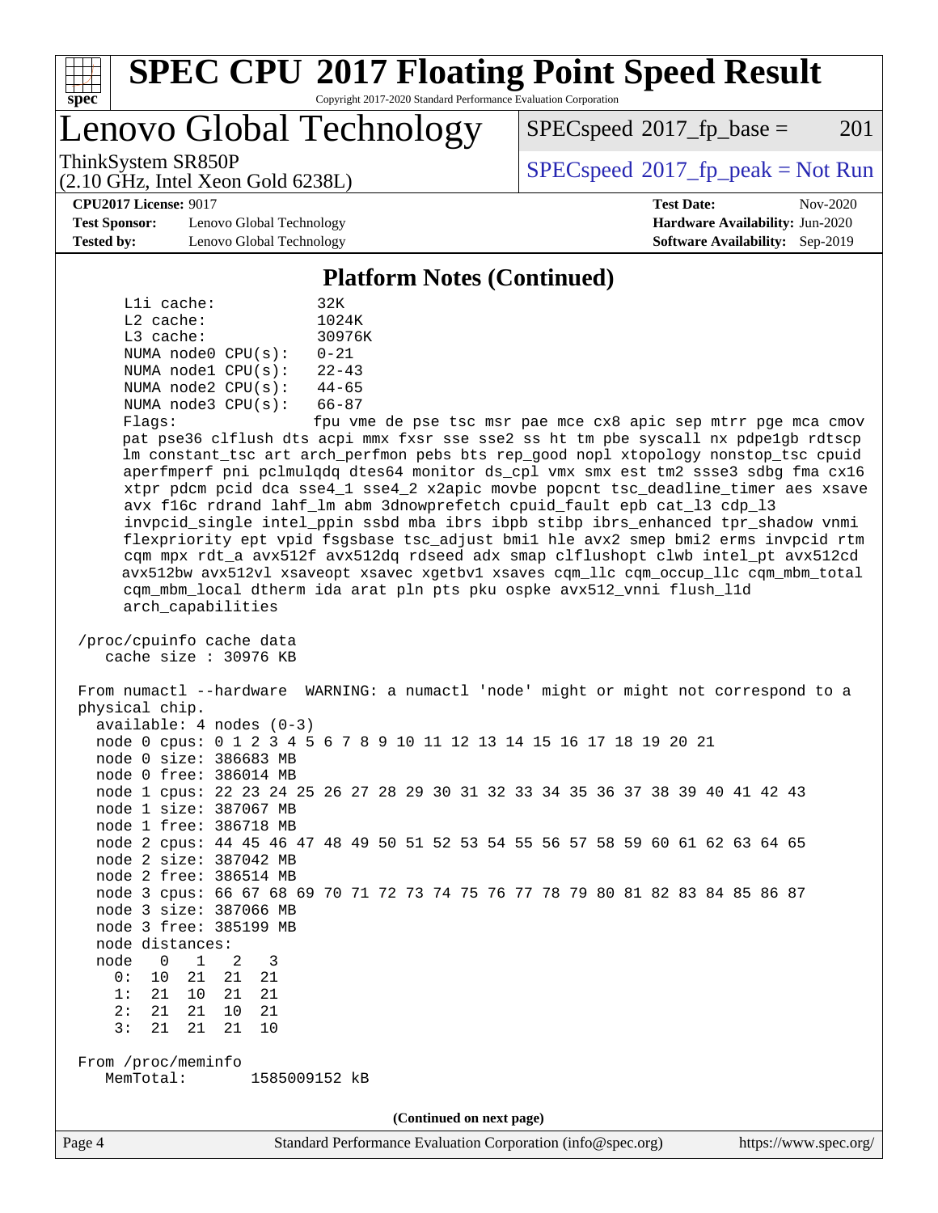# SPEC CPU 2017 Floating Point Speed Result

Copyright 2017-2020 Standard Performance Evaluation Corporation

## Lenovo Global Technology

ThinkSystem SR850P
(2.10 GHz, Intel Xeon Gold 6238L)

SPECspeed 2017_fp_base = 201

SPECspeed 2017_fp_peak = Not Run

**CPU2017 License:** 9017
**Test Sponsor:** Lenovo Global Technology
**Tested by:** Lenovo Global Technology

**Test Date:** Nov-2020
**Hardware Availability:** Jun-2020
**Software Availability:** Sep-2019

### Platform Notes (Continued)

```
     L1i cache:           32K
     L2 cache:            1024K
     L3 cache:            30976K
     NUMA node0 CPU(s):   0-21
     NUMA node1 CPU(s):   22-43
     NUMA node2 CPU(s):   44-65
     NUMA node3 CPU(s):   66-87
     Flags:               fpu vme de pse tsc msr pae mce cx8 apic sep mtrr pge mca cmov
     pat pse36 clflush dts acpi mmx fxsr sse sse2 ss ht tm pbe syscall nx pdpe1gb rdtscp
     lm constant_tsc art arch_perfmon pebs bts rep_good nopl xtopology nonstop_tsc cpuid
     aperfmperf pni pclmulqdq dtes64 monitor ds_cpl vmx smx est tm2 ssse3 sdbg fma cx16
     xtpr pdcm pcid dca sse4_1 sse4_2 x2apic movbe popcnt tsc_deadline_timer aes xsave
     avx f16c rdrand lahf_lm abm 3dnowprefetch cpuid_fault epb cat_l3 cdp_l3
     invpcid_single intel_ppin ssbd mba ibrs ibpb stibp ibrs_enhanced tpr_shadow vnmi
     flexpriority ept vpid fsgsbase tsc_adjust bmi1 hle avx2 smep bmi2 erms invpcid rtm
     cqm mpx rdt_a avx512f avx512dq rdseed adx smap clflushopt clwb intel_pt avx512cd
     avx512bw avx512vl xsaveopt xsavec xgetbv1 xsaves cqm_llc cqm_occup_llc cqm_mbm_total
     cqm_mbm_local dtherm ida arat pln pts pku ospke avx512_vnni flush_l1d
     arch_capabilities

 /proc/cpuinfo cache data
    cache size : 30976 KB

 From numactl --hardware  WARNING: a numactl 'node' might or might not correspond to a
 physical chip.
   available: 4 nodes (0-3)
   node 0 cpus: 0 1 2 3 4 5 6 7 8 9 10 11 12 13 14 15 16 17 18 19 20 21
   node 0 size: 386683 MB
   node 0 free: 386014 MB
   node 1 cpus: 22 23 24 25 26 27 28 29 30 31 32 33 34 35 36 37 38 39 40 41 42 43
   node 1 size: 387067 MB
   node 1 free: 386718 MB
   node 2 cpus: 44 45 46 47 48 49 50 51 52 53 54 55 56 57 58 59 60 61 62 63 64 65
   node 2 size: 387042 MB
   node 2 free: 386514 MB
   node 3 cpus: 66 67 68 69 70 71 72 73 74 75 76 77 78 79 80 81 82 83 84 85 86 87
   node 3 size: 387066 MB
   node 3 free: 385199 MB
   node distances:
   node   0   1   2   3
     0:  10  21  21  21
     1:  21  10  21  21
     2:  21  21  10  21
     3:  21  21  21  10

 From /proc/meminfo
    MemTotal:       1585009152 kB
```

(Continued on next page)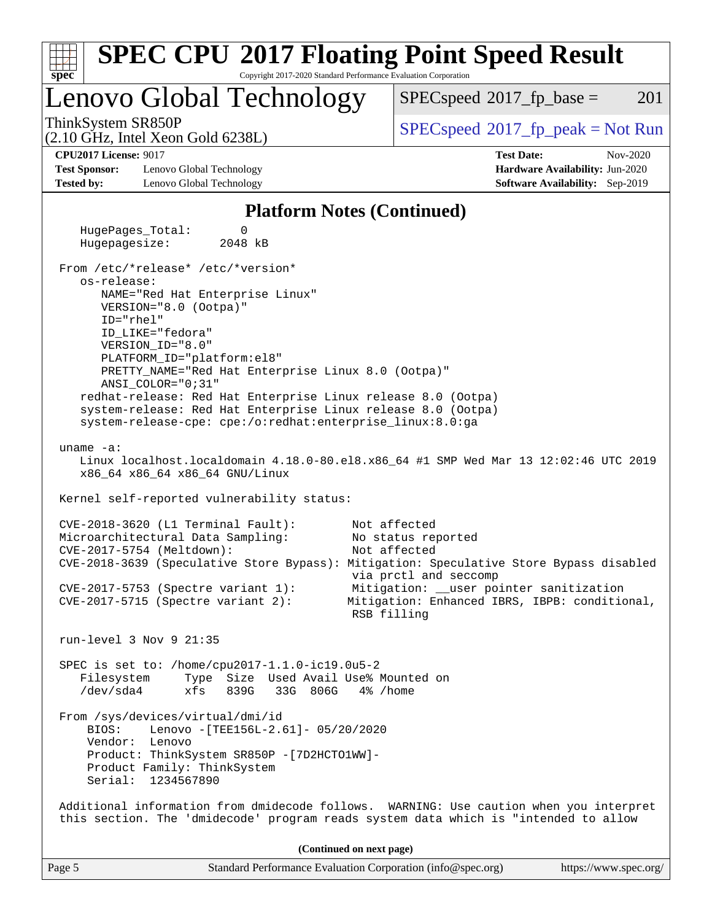## Platform Notes (Continued)

```
    HugePages_Total:       0
    Hugepagesize:       2048 kB

 From /etc/*release* /etc/*version*
    os-release:
       NAME="Red Hat Enterprise Linux"
       VERSION="8.0 (Ootpa)"
       ID="rhel"
       ID_LIKE="fedora"
       VERSION_ID="8.0"
       PLATFORM_ID="platform:el8"
       PRETTY_NAME="Red Hat Enterprise Linux 8.0 (Ootpa)"
       ANSI_COLOR="0;31"
    redhat-release: Red Hat Enterprise Linux release 8.0 (Ootpa)
    system-release: Red Hat Enterprise Linux release 8.0 (Ootpa)
    system-release-cpe: cpe:/o:redhat:enterprise_linux:8.0:ga

 uname -a:
    Linux localhost.localdomain 4.18.0-80.el8.x86_64 #1 SMP Wed Mar 13 12:02:46 UTC 2019
    x86_64 x86_64 x86_64 GNU/Linux

 Kernel self-reported vulnerability status:

 CVE-2018-3620 (L1 Terminal Fault):        Not affected
 Microarchitectural Data Sampling:         No status reported
 CVE-2017-5754 (Meltdown):                 Not affected
 CVE-2018-3639 (Speculative Store Bypass): Mitigation: Speculative Store Bypass disabled
                                            via prctl and seccomp
 CVE-2017-5753 (Spectre variant 1):        Mitigation: __user pointer sanitization
 CVE-2017-5715 (Spectre variant 2):        Mitigation: Enhanced IBRS, IBPB: conditional,
                                            RSB filling

 run-level 3 Nov 9 21:35

 SPEC is set to: /home/cpu2017-1.1.0-ic19.0u5-2
    Filesystem     Type  Size  Used Avail Use% Mounted on
    /dev/sda4      xfs   839G   33G  806G   4% /home

 From /sys/devices/virtual/dmi/id
     BIOS:    Lenovo -[TEE156L-2.61]- 05/20/2020
     Vendor:  Lenovo
     Product: ThinkSystem SR850P -[7D2HCTO1WW]-
     Product Family: ThinkSystem
     Serial:  1234567890

 Additional information from dmidecode follows.  WARNING: Use caution when you interpret
 this section. The 'dmidecode' program reads system data which is "intended to allow
```

(Continued on next page)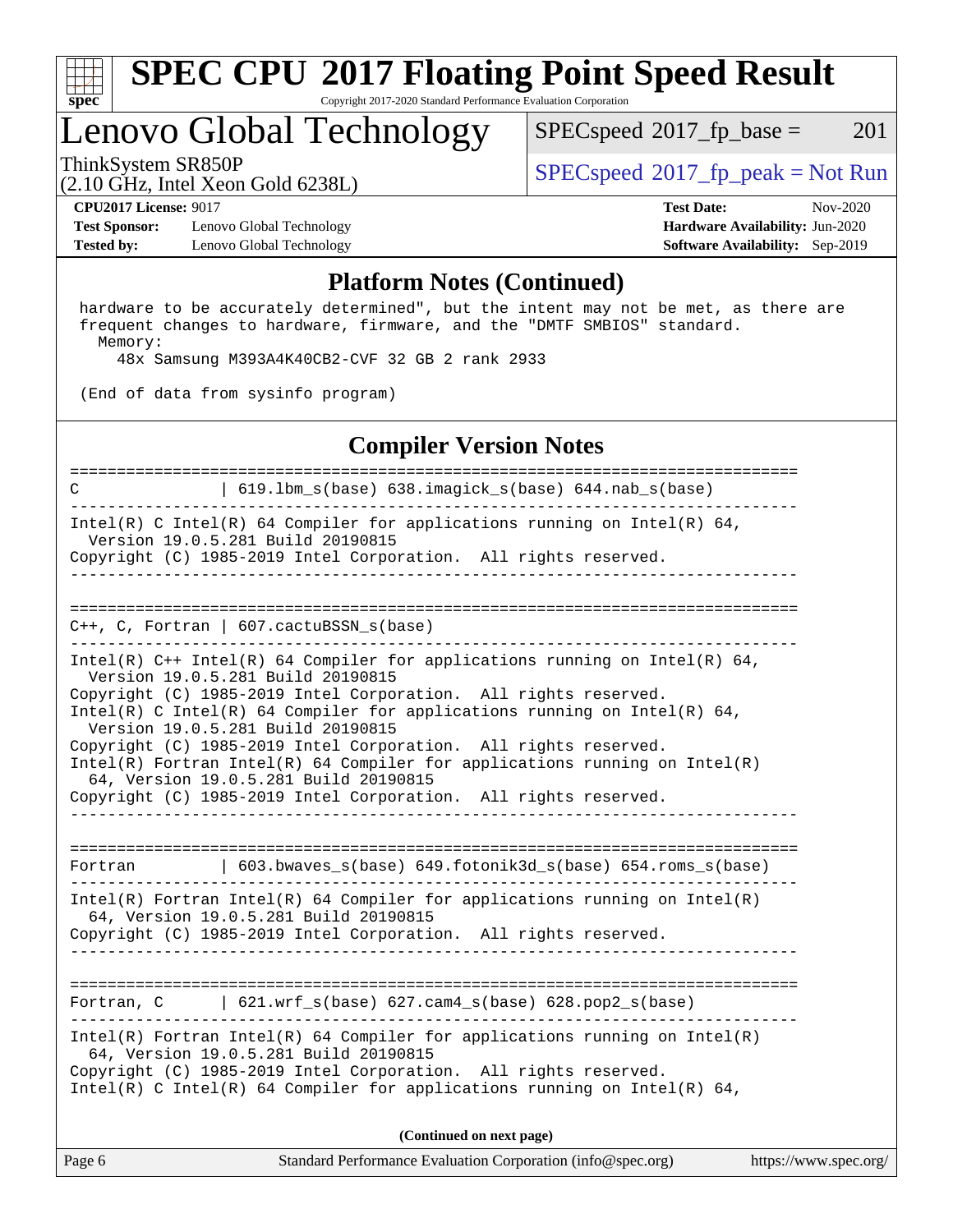## Platform Notes (Continued)

```
 hardware to be accurately determined", but the intent may not be met, as there are
 frequent changes to hardware, firmware, and the "DMTF SMBIOS" standard.
   Memory:
      48x Samsung M393A4K40CB2-CVF 32 GB 2 rank 2933

 (End of data from sysinfo program)
```

## Compiler Version Notes

```
==============================================================================
C               | 619.lbm_s(base) 638.imagick_s(base) 644.nab_s(base)
------------------------------------------------------------------------------
Intel(R) C Intel(R) 64 Compiler for applications running on Intel(R) 64,
  Version 19.0.5.281 Build 20190815
Copyright (C) 1985-2019 Intel Corporation.  All rights reserved.
------------------------------------------------------------------------------

==============================================================================
C++, C, Fortran | 607.cactuBSSN_s(base)
------------------------------------------------------------------------------
Intel(R) C++ Intel(R) 64 Compiler for applications running on Intel(R) 64,
  Version 19.0.5.281 Build 20190815
Copyright (C) 1985-2019 Intel Corporation.  All rights reserved.
Intel(R) C Intel(R) 64 Compiler for applications running on Intel(R) 64,
  Version 19.0.5.281 Build 20190815
Copyright (C) 1985-2019 Intel Corporation.  All rights reserved.
Intel(R) Fortran Intel(R) 64 Compiler for applications running on Intel(R)
  64, Version 19.0.5.281 Build 20190815
Copyright (C) 1985-2019 Intel Corporation.  All rights reserved.
------------------------------------------------------------------------------

==============================================================================
Fortran         | 603.bwaves_s(base) 649.fotonik3d_s(base) 654.roms_s(base)
------------------------------------------------------------------------------
Intel(R) Fortran Intel(R) 64 Compiler for applications running on Intel(R)
  64, Version 19.0.5.281 Build 20190815
Copyright (C) 1985-2019 Intel Corporation.  All rights reserved.
------------------------------------------------------------------------------

==============================================================================
Fortran, C      | 621.wrf_s(base) 627.cam4_s(base) 628.pop2_s(base)
------------------------------------------------------------------------------
Intel(R) Fortran Intel(R) 64 Compiler for applications running on Intel(R)
  64, Version 19.0.5.281 Build 20190815
Copyright (C) 1985-2019 Intel Corporation.  All rights reserved.
Intel(R) C Intel(R) 64 Compiler for applications running on Intel(R) 64,
```

(Continued on next page)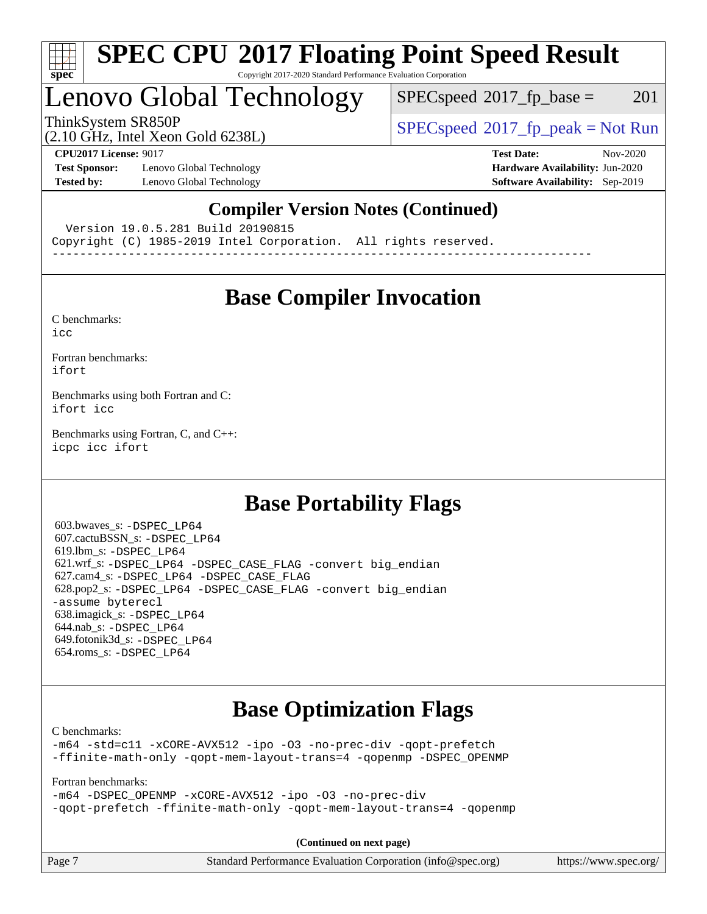## Compiler Version Notes (Continued)

```
  Version 19.0.5.281 Build 20190815
Copyright (C) 1985-2019 Intel Corporation.  All rights reserved.
------------------------------------------------------------------------------
```

## Base Compiler Invocation

C benchmarks:
`icc`

Fortran benchmarks:
`ifort`

Benchmarks using both Fortran and C:
`ifort icc`

Benchmarks using Fortran, C, and C++:
`icpc icc ifort`

## Base Portability Flags

603.bwaves_s: `-DSPEC_LP64`
607.cactuBSSN_s: `-DSPEC_LP64`
619.lbm_s: `-DSPEC_LP64`
621.wrf_s: `-DSPEC_LP64 -DSPEC_CASE_FLAG -convert big_endian`
627.cam4_s: `-DSPEC_LP64 -DSPEC_CASE_FLAG`
628.pop2_s: `-DSPEC_LP64 -DSPEC_CASE_FLAG -convert big_endian -assume byterecl`
638.imagick_s: `-DSPEC_LP64`
644.nab_s: `-DSPEC_LP64`
649.fotonik3d_s: `-DSPEC_LP64`
654.roms_s: `-DSPEC_LP64`

## Base Optimization Flags

C benchmarks:
`-m64 -std=c11 -xCORE-AVX512 -ipo -O3 -no-prec-div -qopt-prefetch -ffinite-math-only -qopt-mem-layout-trans=4 -qopenmp -DSPEC_OPENMP`

Fortran benchmarks:
`-m64 -DSPEC_OPENMP -xCORE-AVX512 -ipo -O3 -no-prec-div -qopt-prefetch -ffinite-math-only -qopt-mem-layout-trans=4 -qopenmp`

**(Continued on next page)**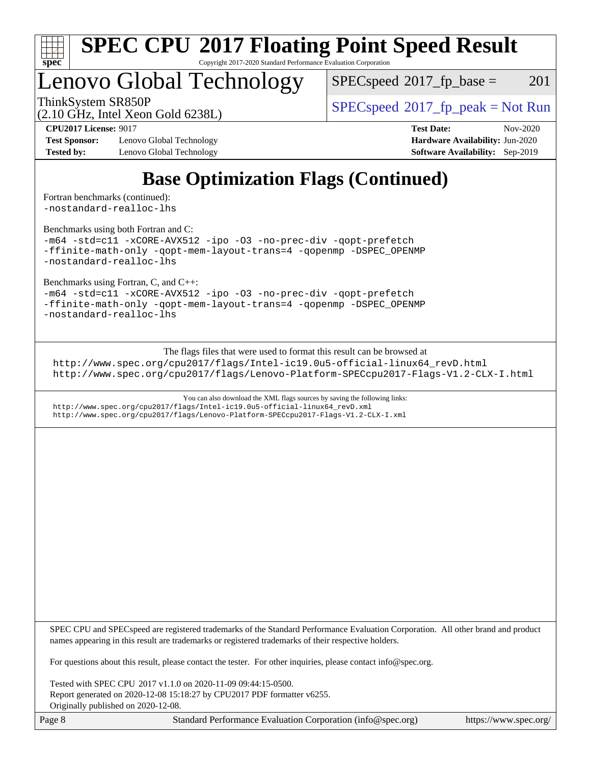# Base Optimization Flags (Continued)

Fortran benchmarks (continued):
```
-nostandard-realloc-lhs
```

Benchmarks using both Fortran and C:
```
-m64 -std=c11 -xCORE-AVX512 -ipo -O3 -no-prec-div -qopt-prefetch
-ffinite-math-only -qopt-mem-layout-trans=4 -qopenmp -DSPEC_OPENMP
-nostandard-realloc-lhs
```

Benchmarks using Fortran, C, and C++:
```
-m64 -std=c11 -xCORE-AVX512 -ipo -O3 -no-prec-div -qopt-prefetch
-ffinite-math-only -qopt-mem-layout-trans=4 -qopenmp -DSPEC_OPENMP
-nostandard-realloc-lhs
```

The flags files that were used to format this result can be browsed at
http://www.spec.org/cpu2017/flags/Intel-ic19.0u5-official-linux64_revD.html
http://www.spec.org/cpu2017/flags/Lenovo-Platform-SPECcpu2017-Flags-V1.2-CLX-I.html

You can also download the XML flags sources by saving the following links:
http://www.spec.org/cpu2017/flags/Intel-ic19.0u5-official-linux64_revD.xml
http://www.spec.org/cpu2017/flags/Lenovo-Platform-SPECcpu2017-Flags-V1.2-CLX-I.xml

SPEC CPU and SPECspeed are registered trademarks of the Standard Performance Evaluation Corporation. All other brand and product names appearing in this result are trademarks or registered trademarks of their respective holders.

For questions about this result, please contact the tester. For other inquiries, please contact info@spec.org.

Tested with SPEC CPU 2017 v1.1.0 on 2020-11-09 09:44:15-0500.
Report generated on 2020-12-08 15:18:27 by CPU2017 PDF formatter v6255.
Originally published on 2020-12-08.